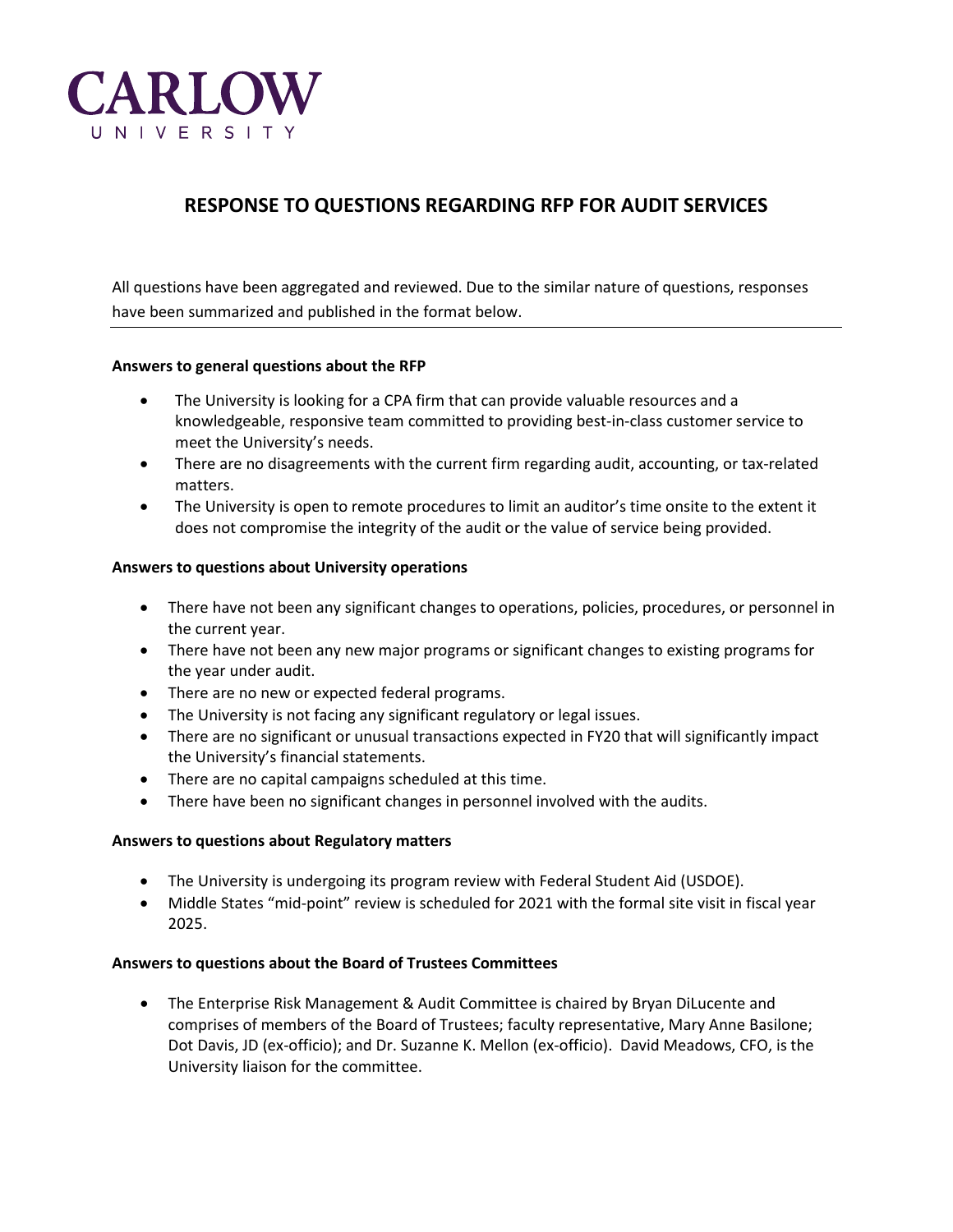CARLOW
UNIVERSITY

# RESPONSE TO QUESTIONS REGARDING RFP FOR AUDIT SERVICES

All questions have been aggregated and reviewed. Due to the similar nature of questions, responses have been summarized and published in the format below.

---

**Answers to general questions about the RFP**

- The University is looking for a CPA firm that can provide valuable resources and a knowledgeable, responsive team committed to providing best-in-class customer service to meet the University's needs.
- There are no disagreements with the current firm regarding audit, accounting, or tax-related matters.
- The University is open to remote procedures to limit an auditor's time onsite to the extent it does not compromise the integrity of the audit or the value of service being provided.

**Answers to questions about University operations**

- There have not been any significant changes to operations, policies, procedures, or personnel in the current year.
- There have not been any new major programs or significant changes to existing programs for the year under audit.
- There are no new or expected federal programs.
- The University is not facing any significant regulatory or legal issues.
- There are no significant or unusual transactions expected in FY20 that will significantly impact the University's financial statements.
- There are no capital campaigns scheduled at this time.
- There have been no significant changes in personnel involved with the audits.

**Answers to questions about Regulatory matters**

- The University is undergoing its program review with Federal Student Aid (USDOE).
- Middle States "mid-point" review is scheduled for 2021 with the formal site visit in fiscal year 2025.

**Answers to questions about the Board of Trustees Committees**

- The Enterprise Risk Management & Audit Committee is chaired by Bryan DiLucente and comprises of members of the Board of Trustees; faculty representative, Mary Anne Basilone; Dot Davis, JD (ex-officio); and Dr. Suzanne K. Mellon (ex-officio). David Meadows, CFO, is the University liaison for the committee.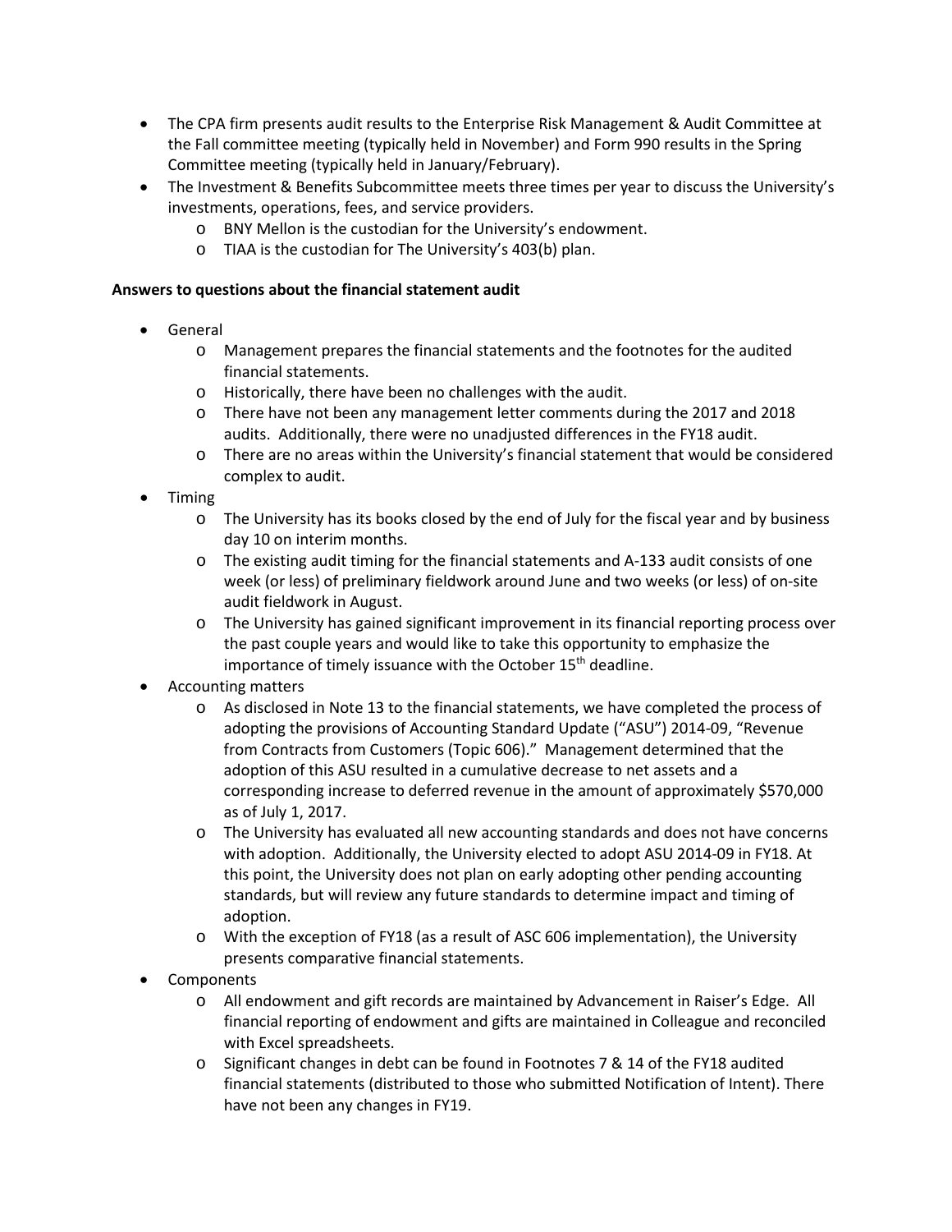- The CPA firm presents audit results to the Enterprise Risk Management & Audit Committee at the Fall committee meeting (typically held in November) and Form 990 results in the Spring Committee meeting (typically held in January/February).
- The Investment & Benefits Subcommittee meets three times per year to discuss the University's investments, operations, fees, and service providers.
  - BNY Mellon is the custodian for the University's endowment.
  - TIAA is the custodian for The University's 403(b) plan.

**Answers to questions about the financial statement audit**

- General
  - Management prepares the financial statements and the footnotes for the audited financial statements.
  - Historically, there have been no challenges with the audit.
  - There have not been any management letter comments during the 2017 and 2018 audits. Additionally, there were no unadjusted differences in the FY18 audit.
  - There are no areas within the University's financial statement that would be considered complex to audit.
- Timing
  - The University has its books closed by the end of July for the fiscal year and by business day 10 on interim months.
  - The existing audit timing for the financial statements and A-133 audit consists of one week (or less) of preliminary fieldwork around June and two weeks (or less) of on-site audit fieldwork in August.
  - The University has gained significant improvement in its financial reporting process over the past couple years and would like to take this opportunity to emphasize the importance of timely issuance with the October 15th deadline.
- Accounting matters
  - As disclosed in Note 13 to the financial statements, we have completed the process of adopting the provisions of Accounting Standard Update ("ASU") 2014-09, "Revenue from Contracts from Customers (Topic 606)." Management determined that the adoption of this ASU resulted in a cumulative decrease to net assets and a corresponding increase to deferred revenue in the amount of approximately $570,000 as of July 1, 2017.
  - The University has evaluated all new accounting standards and does not have concerns with adoption. Additionally, the University elected to adopt ASU 2014-09 in FY18. At this point, the University does not plan on early adopting other pending accounting standards, but will review any future standards to determine impact and timing of adoption.
  - With the exception of FY18 (as a result of ASC 606 implementation), the University presents comparative financial statements.
- Components
  - All endowment and gift records are maintained by Advancement in Raiser's Edge. All financial reporting of endowment and gifts are maintained in Colleague and reconciled with Excel spreadsheets.
  - Significant changes in debt can be found in Footnotes 7 & 14 of the FY18 audited financial statements (distributed to those who submitted Notification of Intent). There have not been any changes in FY19.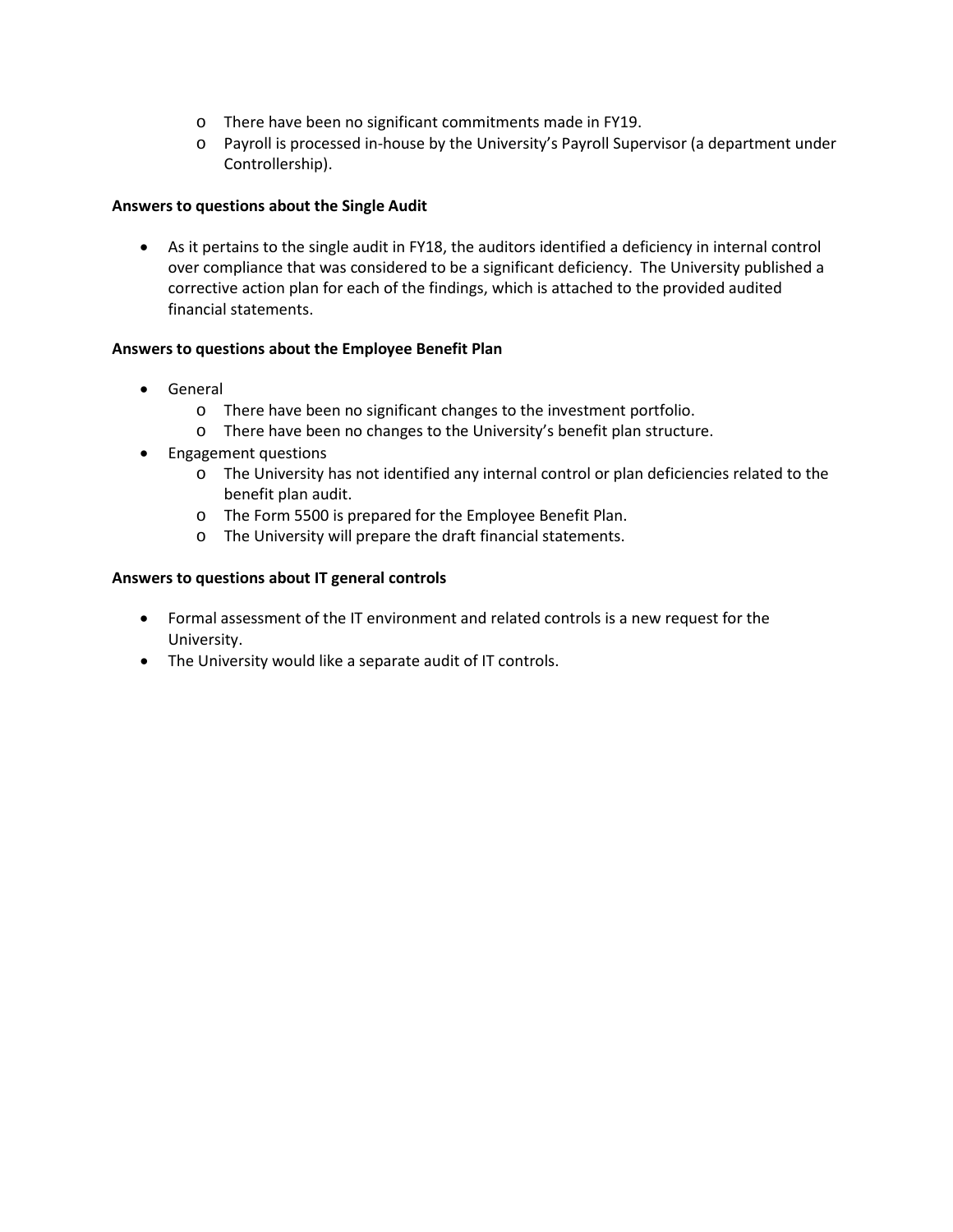- There have been no significant commitments made in FY19.
- Payroll is processed in-house by the University's Payroll Supervisor (a department under Controllership).

**Answers to questions about the Single Audit**

- As it pertains to the single audit in FY18, the auditors identified a deficiency in internal control over compliance that was considered to be a significant deficiency. The University published a corrective action plan for each of the findings, which is attached to the provided audited financial statements.

**Answers to questions about the Employee Benefit Plan**

- General
  - There have been no significant changes to the investment portfolio.
  - There have been no changes to the University's benefit plan structure.
- Engagement questions
  - The University has not identified any internal control or plan deficiencies related to the benefit plan audit.
  - The Form 5500 is prepared for the Employee Benefit Plan.
  - The University will prepare the draft financial statements.

**Answers to questions about IT general controls**

- Formal assessment of the IT environment and related controls is a new request for the University.
- The University would like a separate audit of IT controls.